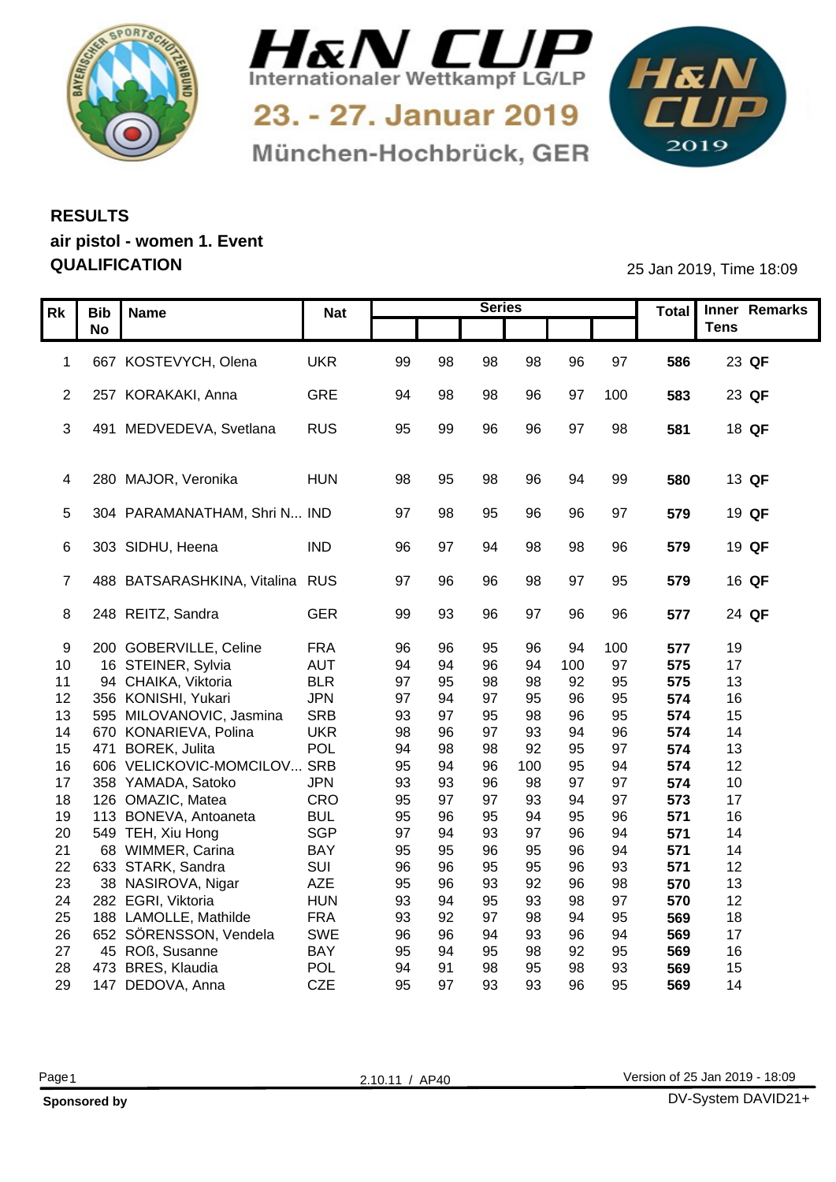# H&N CUP

Internationaler Wettkampf LG/LP

23. - 27. Januar 2019

München-Hochbrück, GER

## RESULTS

### air pistol - women 1. Event

### QUALIFICATION

25 Jan 2019, Time 18:09

| Rk | Bib No | Name | Nat | Series | | | | | | Total | Inner Tens | Remarks |
|---|---|---|---|---|---|---|---|---|---|---|---|---|
| 1 | 667 | KOSTEVYCH, Olena | UKR | 99 | 98 | 98 | 98 | 96 | 97 | **586** | 23 | **QF** |
| 2 | 257 | KORAKAKI, Anna | GRE | 94 | 98 | 98 | 96 | 97 | 100 | **583** | 23 | **QF** |
| 3 | 491 | MEDVEDEVA, Svetlana | RUS | 95 | 99 | 96 | 96 | 97 | 98 | **581** | 18 | **QF** |
| 4 | 280 | MAJOR, Veronika | HUN | 98 | 95 | 98 | 96 | 94 | 99 | **580** | 13 | **QF** |
| 5 | 304 | PARAMANATHAM, Shri N... | IND | 97 | 98 | 95 | 96 | 96 | 97 | **579** | 19 | **QF** |
| 6 | 303 | SIDHU, Heena | IND | 96 | 97 | 94 | 98 | 98 | 96 | **579** | 19 | **QF** |
| 7 | 488 | BATSARASHKINA, Vitalina | RUS | 97 | 96 | 96 | 98 | 97 | 95 | **579** | 16 | **QF** |
| 8 | 248 | REITZ, Sandra | GER | 99 | 93 | 96 | 97 | 96 | 96 | **577** | 24 | **QF** |
| 9 | 200 | GOBERVILLE, Celine | FRA | 96 | 96 | 95 | 96 | 94 | 100 | **577** | 19 | |
| 10 | 16 | STEINER, Sylvia | AUT | 94 | 94 | 96 | 94 | 100 | 97 | **575** | 17 | |
| 11 | 94 | CHAIKA, Viktoria | BLR | 97 | 95 | 98 | 98 | 92 | 95 | **575** | 13 | |
| 12 | 356 | KONISHI, Yukari | JPN | 97 | 94 | 97 | 95 | 96 | 95 | **574** | 16 | |
| 13 | 595 | MILOVANOVIC, Jasmina | SRB | 93 | 97 | 95 | 98 | 96 | 95 | **574** | 15 | |
| 14 | 670 | KONARIEVA, Polina | UKR | 98 | 96 | 97 | 93 | 94 | 96 | **574** | 14 | |
| 15 | 471 | BOREK, Julita | POL | 94 | 98 | 98 | 92 | 95 | 97 | **574** | 13 | |
| 16 | 606 | VELICKOVIC-MOMCILOV... | SRB | 95 | 94 | 96 | 100 | 95 | 94 | **574** | 12 | |
| 17 | 358 | YAMADA, Satoko | JPN | 93 | 93 | 96 | 98 | 97 | 97 | **574** | 10 | |
| 18 | 126 | OMAZIC, Matea | CRO | 95 | 97 | 97 | 93 | 94 | 97 | **573** | 17 | |
| 19 | 113 | BONEVA, Antoaneta | BUL | 95 | 96 | 95 | 94 | 95 | 96 | **571** | 16 | |
| 20 | 549 | TEH, Xiu Hong | SGP | 97 | 94 | 93 | 97 | 96 | 94 | **571** | 14 | |
| 21 | 68 | WIMMER, Carina | BAY | 95 | 95 | 96 | 95 | 96 | 94 | **571** | 14 | |
| 22 | 633 | STARK, Sandra | SUI | 96 | 96 | 95 | 95 | 96 | 93 | **571** | 12 | |
| 23 | 38 | NASIROVA, Nigar | AZE | 95 | 96 | 93 | 92 | 96 | 98 | **570** | 13 | |
| 24 | 282 | EGRI, Viktoria | HUN | 93 | 94 | 95 | 93 | 98 | 97 | **570** | 12 | |
| 25 | 188 | LAMOLLE, Mathilde | FRA | 93 | 92 | 97 | 98 | 94 | 95 | **569** | 18 | |
| 26 | 652 | SÖRENSSON, Vendela | SWE | 96 | 96 | 94 | 93 | 96 | 94 | **569** | 17 | |
| 27 | 45 | ROß, Susanne | BAY | 95 | 94 | 95 | 98 | 92 | 95 | **569** | 16 | |
| 28 | 473 | BRES, Klaudia | POL | 94 | 91 | 98 | 95 | 98 | 93 | **569** | 15 | |
| 29 | 147 | DEDOVA, Anna | CZE | 95 | 97 | 93 | 93 | 96 | 95 | **569** | 14 | |

2.10.11 / AP40

Version of 25 Jan 2019 - 18:09

**Sponsored by**

DV-System DAVID21+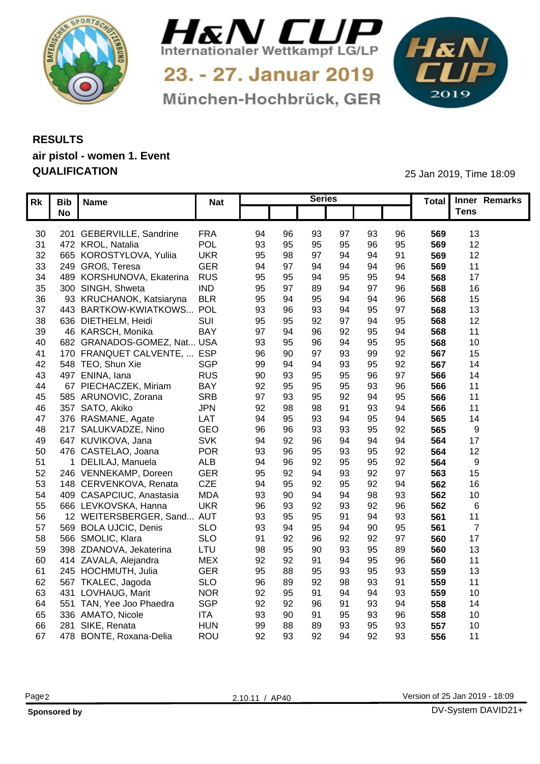# H&N CUP

Internationaler Wettkampf LG/LP

23. - 27. Januar 2019

München-Hochbrück, GER

## RESULTS

**air pistol - women 1. Event**

**QUALIFICATION**

25 Jan 2019, Time 18:09

| Rk | Bib No | Name | Nat | Series | | | | | | Total | Inner Tens | Remarks |
|---|---|---|---|---|---|---|---|---|---|---|---|---|
| 30 | 201 | GEBERVILLE, Sandrine | FRA | 94 | 96 | 93 | 97 | 93 | 96 | **569** | 13 | |
| 31 | 472 | KROL, Natalia | POL | 93 | 95 | 95 | 95 | 96 | 95 | **569** | 12 | |
| 32 | 665 | KOROSTYLOVA, Yuliia | UKR | 95 | 98 | 97 | 94 | 94 | 91 | **569** | 12 | |
| 33 | 249 | GROß, Teresa | GER | 94 | 97 | 94 | 94 | 94 | 96 | **569** | 11 | |
| 34 | 489 | KORSHUNOVA, Ekaterina | RUS | 95 | 95 | 94 | 95 | 95 | 94 | **568** | 17 | |
| 35 | 300 | SINGH, Shweta | IND | 95 | 97 | 89 | 94 | 97 | 96 | **568** | 16 | |
| 36 | 93 | KRUCHANOK, Katsiaryna | BLR | 95 | 94 | 95 | 94 | 94 | 96 | **568** | 15 | |
| 37 | 443 | BARTKOW-KWIATKOWS... | POL | 93 | 96 | 93 | 94 | 95 | 97 | **568** | 13 | |
| 38 | 636 | DIETHELM, Heidi | SUI | 95 | 95 | 92 | 97 | 94 | 95 | **568** | 12 | |
| 39 | 46 | KARSCH, Monika | BAY | 97 | 94 | 96 | 92 | 95 | 94 | **568** | 11 | |
| 40 | 682 | GRANADOS-GOMEZ, Nat... | USA | 93 | 95 | 96 | 94 | 95 | 95 | **568** | 10 | |
| 41 | 170 | FRANQUET CALVENTE, ... | ESP | 96 | 90 | 97 | 93 | 99 | 92 | **567** | 15 | |
| 42 | 548 | TEO, Shun Xie | SGP | 99 | 94 | 94 | 93 | 95 | 92 | **567** | 14 | |
| 43 | 497 | ENINA, Iana | RUS | 90 | 93 | 95 | 95 | 96 | 97 | **566** | 14 | |
| 44 | 67 | PIECHACZEK, Miriam | BAY | 92 | 95 | 95 | 95 | 93 | 96 | **566** | 11 | |
| 45 | 585 | ARUNOVIC, Zorana | SRB | 97 | 93 | 95 | 92 | 94 | 95 | **566** | 11 | |
| 46 | 357 | SATO, Akiko | JPN | 92 | 98 | 98 | 91 | 93 | 94 | **566** | 11 | |
| 47 | 376 | RASMANE, Agate | LAT | 94 | 95 | 93 | 94 | 95 | 94 | **565** | 14 | |
| 48 | 217 | SALUKVADZE, Nino | GEO | 96 | 96 | 93 | 93 | 95 | 92 | **565** | 9 | |
| 49 | 647 | KUVIKOVA, Jana | SVK | 94 | 92 | 96 | 94 | 94 | 94 | **564** | 17 | |
| 50 | 476 | CASTELAO, Joana | POR | 93 | 96 | 95 | 93 | 95 | 92 | **564** | 12 | |
| 51 | 1 | DELILAJ, Manuela | ALB | 94 | 96 | 92 | 95 | 95 | 92 | **564** | 9 | |
| 52 | 246 | VENNEKAMP, Doreen | GER | 95 | 92 | 94 | 93 | 92 | 97 | **563** | 15 | |
| 53 | 148 | CERVENKOVA, Renata | CZE | 94 | 95 | 92 | 95 | 92 | 94 | **562** | 16 | |
| 54 | 409 | CASAPCIUC, Anastasia | MDA | 93 | 90 | 94 | 94 | 98 | 93 | **562** | 10 | |
| 55 | 666 | LEVKOVSKA, Hanna | UKR | 96 | 93 | 92 | 93 | 92 | 96 | **562** | 6 | |
| 56 | 12 | WEITERSBERGER, Sand... | AUT | 93 | 95 | 95 | 91 | 94 | 93 | **561** | 11 | |
| 57 | 569 | BOLA UJCIC, Denis | SLO | 93 | 94 | 95 | 94 | 90 | 95 | **561** | 7 | |
| 58 | 566 | SMOLIC, Klara | SLO | 91 | 92 | 96 | 92 | 92 | 97 | **560** | 17 | |
| 59 | 398 | ZDANOVA, Jekaterina | LTU | 98 | 95 | 90 | 93 | 95 | 89 | **560** | 13 | |
| 60 | 414 | ZAVALA, Alejandra | MEX | 92 | 92 | 91 | 94 | 95 | 96 | **560** | 11 | |
| 61 | 245 | HOCHMUTH, Julia | GER | 95 | 88 | 95 | 93 | 95 | 93 | **559** | 13 | |
| 62 | 567 | TKALEC, Jagoda | SLO | 96 | 89 | 92 | 98 | 93 | 91 | **559** | 11 | |
| 63 | 431 | LOVHAUG, Marit | NOR | 92 | 95 | 91 | 94 | 94 | 93 | **559** | 10 | |
| 64 | 551 | TAN, Yee Joo Phaedra | SGP | 92 | 92 | 96 | 91 | 93 | 94 | **558** | 14 | |
| 65 | 336 | AMATO, Nicole | ITA | 93 | 90 | 91 | 95 | 93 | 96 | **558** | 10 | |
| 66 | 281 | SIKE, Renata | HUN | 99 | 88 | 89 | 93 | 95 | 93 | **557** | 10 | |
| 67 | 478 | BONTE, Roxana-Delia | ROU | 92 | 93 | 92 | 94 | 92 | 93 | **556** | 11 | |

2.10.11 / AP40

Version of 25 Jan 2019 - 18:09

**Sponsored by**

DV-System DAVID21+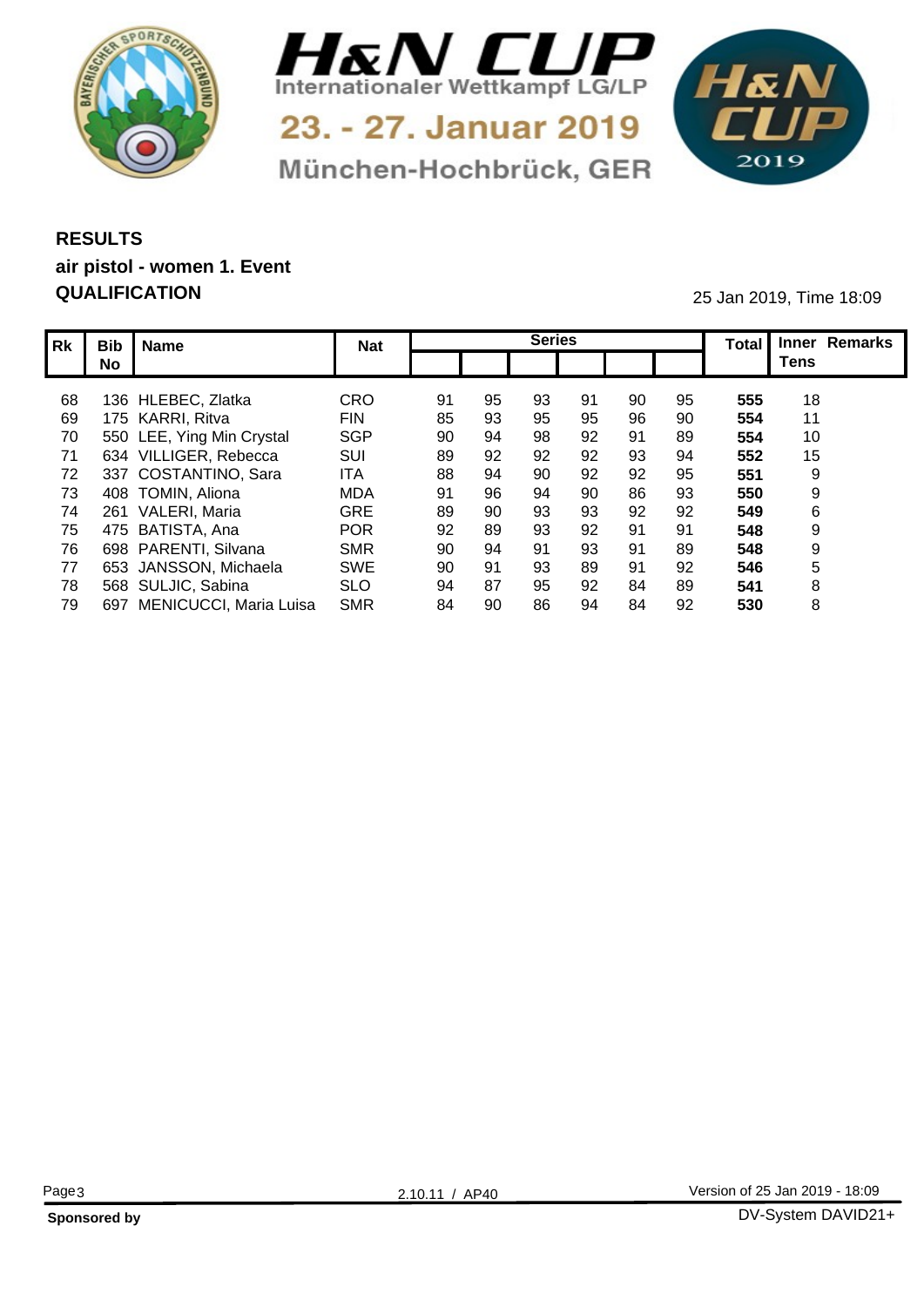# H&N CUP

Internationaler Wettkampf LG/LP

23. - 27. Januar 2019

München-Hochbrück, GER

## RESULTS
## air pistol - women 1. Event
## QUALIFICATION

25 Jan 2019, Time 18:09

| Rk | Bib No | Name | Nat | Series | | | | | | Total | Inner Tens | Remarks |
|---|---|---|---|---|---|---|---|---|---|---|---|---|
| 68 | 136 | HLEBEC, Zlatka | CRO | 91 | 95 | 93 | 91 | 90 | 95 | **555** | 18 | |
| 69 | 175 | KARRI, Ritva | FIN | 85 | 93 | 95 | 95 | 96 | 90 | **554** | 11 | |
| 70 | 550 | LEE, Ying Min Crystal | SGP | 90 | 94 | 98 | 92 | 91 | 89 | **554** | 10 | |
| 71 | 634 | VILLIGER, Rebecca | SUI | 89 | 92 | 92 | 92 | 93 | 94 | **552** | 15 | |
| 72 | 337 | COSTANTINO, Sara | ITA | 88 | 94 | 90 | 92 | 92 | 95 | **551** | 9 | |
| 73 | 408 | TOMIN, Aliona | MDA | 91 | 96 | 94 | 90 | 86 | 93 | **550** | 9 | |
| 74 | 261 | VALERI, Maria | GRE | 89 | 90 | 93 | 93 | 92 | 92 | **549** | 6 | |
| 75 | 475 | BATISTA, Ana | POR | 92 | 89 | 93 | 92 | 91 | 91 | **548** | 9 | |
| 76 | 698 | PARENTI, Silvana | SMR | 90 | 94 | 91 | 93 | 91 | 89 | **548** | 9 | |
| 77 | 653 | JANSSON, Michaela | SWE | 90 | 91 | 93 | 89 | 91 | 92 | **546** | 5 | |
| 78 | 568 | SULJIC, Sabina | SLO | 94 | 87 | 95 | 92 | 84 | 89 | **541** | 8 | |
| 79 | 697 | MENICUCCI, Maria Luisa | SMR | 84 | 90 | 86 | 94 | 84 | 92 | **530** | 8 | |

2.10.11 / AP40

Version of 25 Jan 2019 - 18:09

**Sponsored by**

DV-System DAVID21+